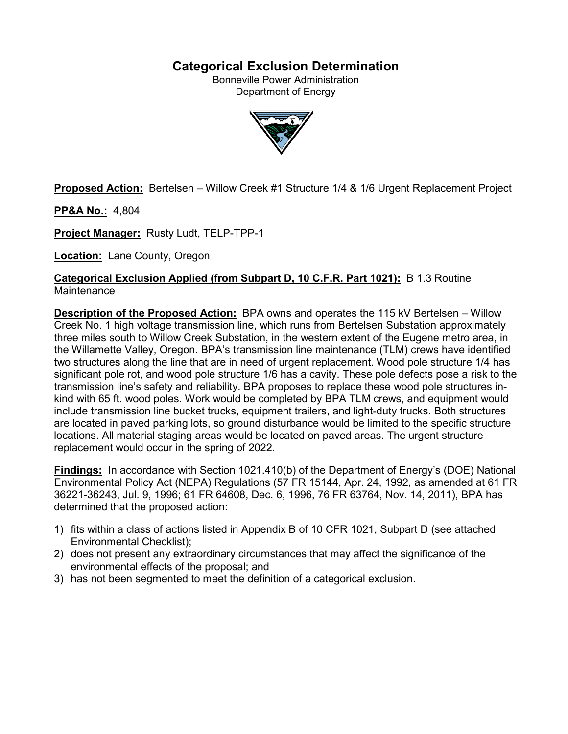# Categorical Exclusion Determination

Bonneville Power Administration
Department of Energy

**Proposed Action:** Bertelsen – Willow Creek #1 Structure 1/4 & 1/6 Urgent Replacement Project

**PP&A No.:** 4,804

**Project Manager:** Rusty Ludt, TELP-TPP-1

**Location:** Lane County, Oregon

**Categorical Exclusion Applied (from Subpart D, 10 C.F.R. Part 1021):** B 1.3 Routine Maintenance

**Description of the Proposed Action:** BPA owns and operates the 115 kV Bertelsen – Willow Creek No. 1 high voltage transmission line, which runs from Bertelsen Substation approximately three miles south to Willow Creek Substation, in the western extent of the Eugene metro area, in the Willamette Valley, Oregon. BPA's transmission line maintenance (TLM) crews have identified two structures along the line that are in need of urgent replacement. Wood pole structure 1/4 has significant pole rot, and wood pole structure 1/6 has a cavity. These pole defects pose a risk to the transmission line's safety and reliability. BPA proposes to replace these wood pole structures in-kind with 65 ft. wood poles. Work would be completed by BPA TLM crews, and equipment would include transmission line bucket trucks, equipment trailers, and light-duty trucks. Both structures are located in paved parking lots, so ground disturbance would be limited to the specific structure locations. All material staging areas would be located on paved areas. The urgent structure replacement would occur in the spring of 2022.

**Findings:** In accordance with Section 1021.410(b) of the Department of Energy's (DOE) National Environmental Policy Act (NEPA) Regulations (57 FR 15144, Apr. 24, 1992, as amended at 61 FR 36221-36243, Jul. 9, 1996; 61 FR 64608, Dec. 6, 1996, 76 FR 63764, Nov. 14, 2011), BPA has determined that the proposed action:

1) fits within a class of actions listed in Appendix B of 10 CFR 1021, Subpart D (see attached Environmental Checklist);
2) does not present any extraordinary circumstances that may affect the significance of the environmental effects of the proposal; and
3) has not been segmented to meet the definition of a categorical exclusion.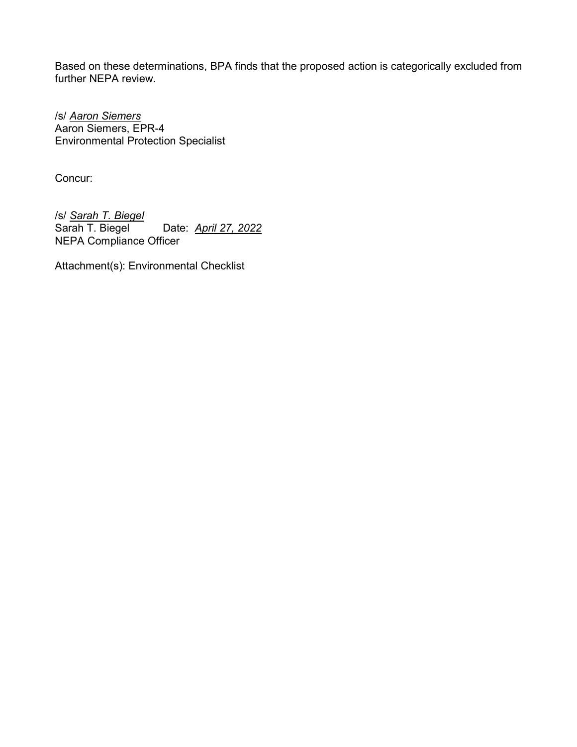Based on these determinations, BPA finds that the proposed action is categorically excluded from further NEPA review.

/s/ *Aaron Siemers*
Aaron Siemers, EPR-4
Environmental Protection Specialist

Concur:

/s/ *Sarah T. Biegel*
Sarah T. Biegel Date: *April 27, 2022*
NEPA Compliance Officer

Attachment(s): Environmental Checklist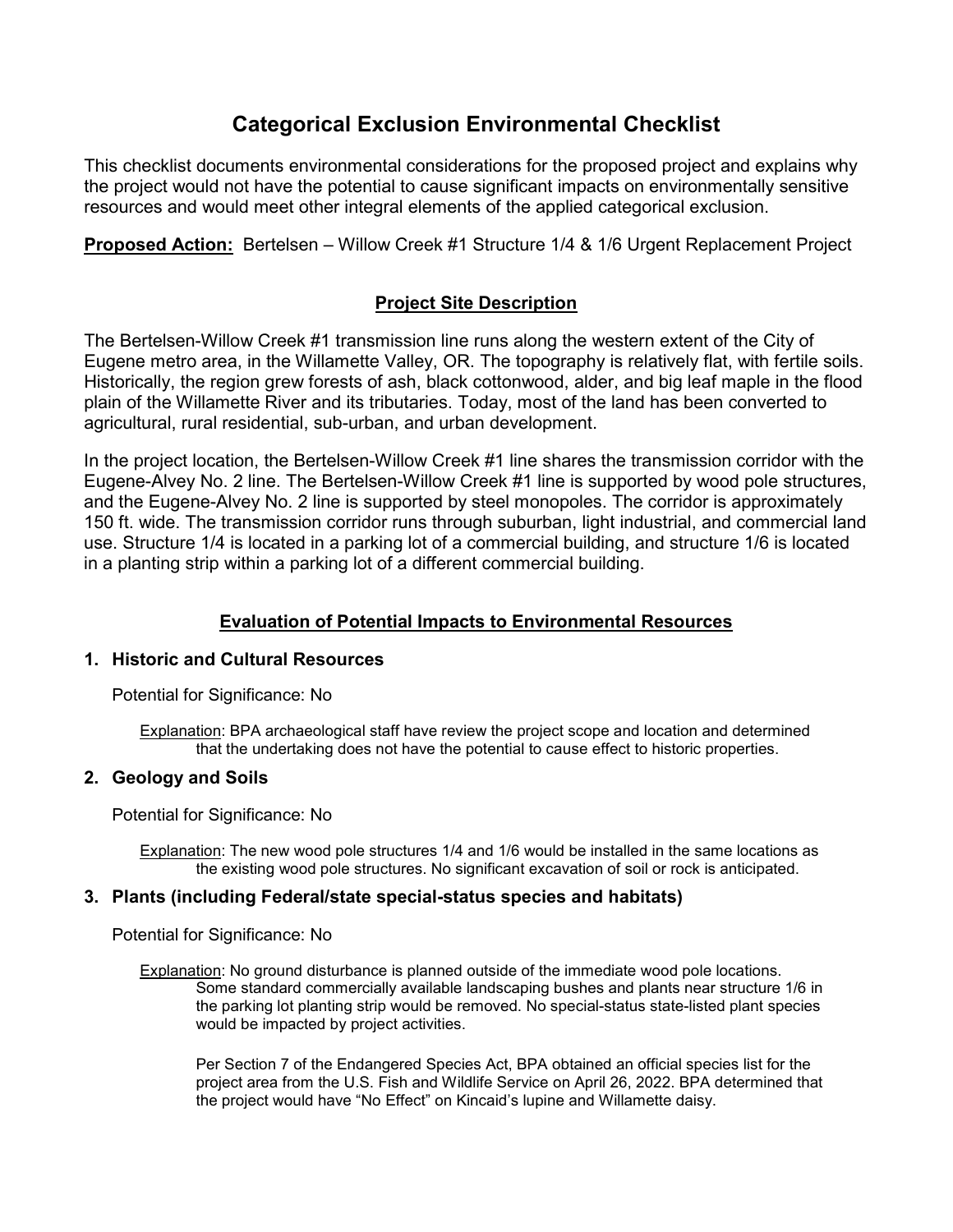# Categorical Exclusion Environmental Checklist

This checklist documents environmental considerations for the proposed project and explains why the project would not have the potential to cause significant impacts on environmentally sensitive resources and would meet other integral elements of the applied categorical exclusion.

**Proposed Action:** Bertelsen – Willow Creek #1 Structure 1/4 & 1/6 Urgent Replacement Project

## Project Site Description

The Bertelsen-Willow Creek #1 transmission line runs along the western extent of the City of Eugene metro area, in the Willamette Valley, OR. The topography is relatively flat, with fertile soils. Historically, the region grew forests of ash, black cottonwood, alder, and big leaf maple in the flood plain of the Willamette River and its tributaries. Today, most of the land has been converted to agricultural, rural residential, sub-urban, and urban development.

In the project location, the Bertelsen-Willow Creek #1 line shares the transmission corridor with the Eugene-Alvey No. 2 line. The Bertelsen-Willow Creek #1 line is supported by wood pole structures, and the Eugene-Alvey No. 2 line is supported by steel monopoles. The corridor is approximately 150 ft. wide. The transmission corridor runs through suburban, light industrial, and commercial land use. Structure 1/4 is located in a parking lot of a commercial building, and structure 1/6 is located in a planting strip within a parking lot of a different commercial building.

## Evaluation of Potential Impacts to Environmental Resources

### 1. Historic and Cultural Resources

Potential for Significance: No

Explanation: BPA archaeological staff have review the project scope and location and determined that the undertaking does not have the potential to cause effect to historic properties.

### 2. Geology and Soils

Potential for Significance: No

Explanation: The new wood pole structures 1/4 and 1/6 would be installed in the same locations as the existing wood pole structures. No significant excavation of soil or rock is anticipated.

### 3. Plants (including Federal/state special-status species and habitats)

Potential for Significance: No

Explanation: No ground disturbance is planned outside of the immediate wood pole locations. Some standard commercially available landscaping bushes and plants near structure 1/6 in the parking lot planting strip would be removed. No special-status state-listed plant species would be impacted by project activities.

Per Section 7 of the Endangered Species Act, BPA obtained an official species list for the project area from the U.S. Fish and Wildlife Service on April 26, 2022. BPA determined that the project would have "No Effect" on Kincaid's lupine and Willamette daisy.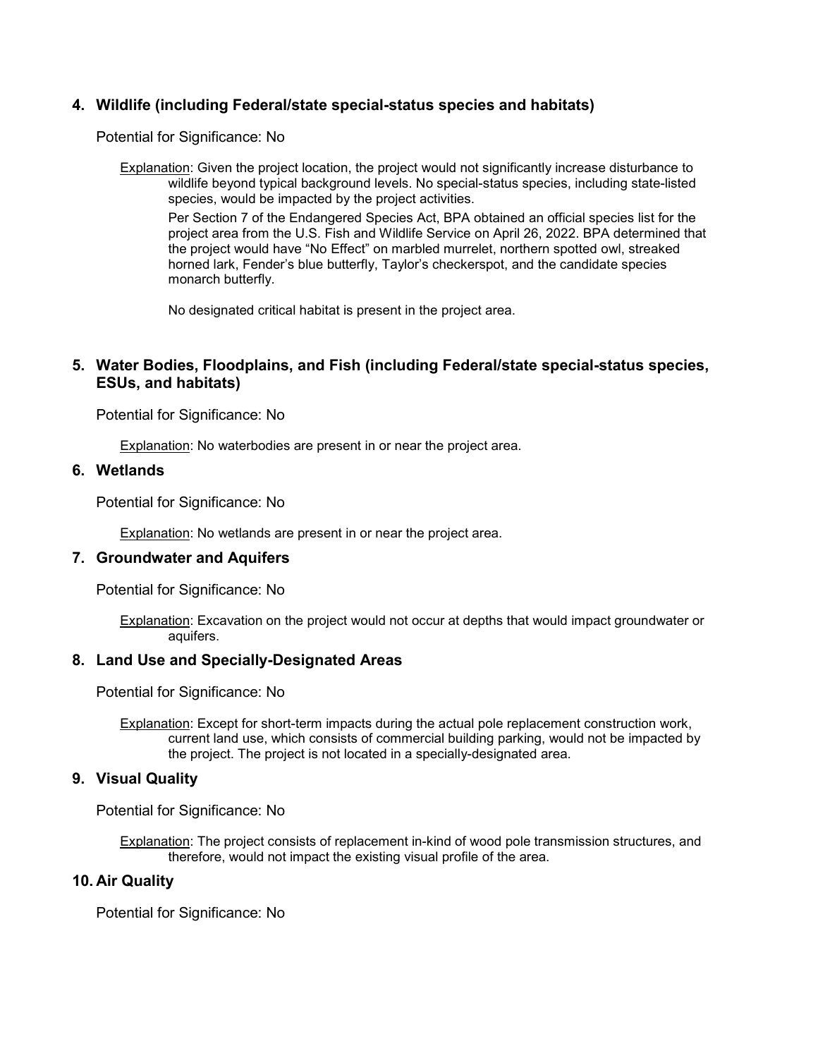## 4. Wildlife (including Federal/state special-status species and habitats)

Potential for Significance: No

Explanation: Given the project location, the project would not significantly increase disturbance to wildlife beyond typical background levels. No special-status species, including state-listed species, would be impacted by the project activities.

Per Section 7 of the Endangered Species Act, BPA obtained an official species list for the project area from the U.S. Fish and Wildlife Service on April 26, 2022. BPA determined that the project would have "No Effect" on marbled murrelet, northern spotted owl, streaked horned lark, Fender's blue butterfly, Taylor's checkerspot, and the candidate species monarch butterfly.

No designated critical habitat is present in the project area.

## 5. Water Bodies, Floodplains, and Fish (including Federal/state special-status species, ESUs, and habitats)

Potential for Significance: No

Explanation: No waterbodies are present in or near the project area.

## 6. Wetlands

Potential for Significance: No

Explanation: No wetlands are present in or near the project area.

## 7. Groundwater and Aquifers

Potential for Significance: No

Explanation: Excavation on the project would not occur at depths that would impact groundwater or aquifers.

## 8. Land Use and Specially-Designated Areas

Potential for Significance: No

Explanation: Except for short-term impacts during the actual pole replacement construction work, current land use, which consists of commercial building parking, would not be impacted by the project. The project is not located in a specially-designated area.

## 9. Visual Quality

Potential for Significance: No

Explanation: The project consists of replacement in-kind of wood pole transmission structures, and therefore, would not impact the existing visual profile of the area.

## 10. Air Quality

Potential for Significance: No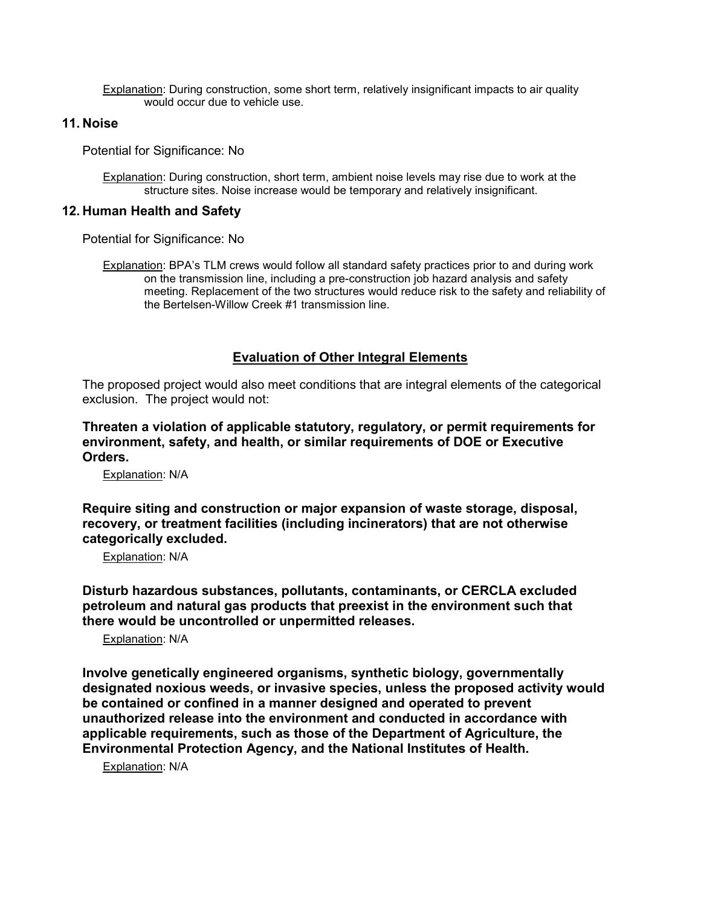Explanation: During construction, some short term, relatively insignificant impacts to air quality would occur due to vehicle use.

## 11. Noise

Potential for Significance: No

Explanation: During construction, short term, ambient noise levels may rise due to work at the structure sites. Noise increase would be temporary and relatively insignificant.

## 12. Human Health and Safety

Potential for Significance: No

Explanation: BPA's TLM crews would follow all standard safety practices prior to and during work on the transmission line, including a pre-construction job hazard analysis and safety meeting. Replacement of the two structures would reduce risk to the safety and reliability of the Bertelsen-Willow Creek #1 transmission line.

## Evaluation of Other Integral Elements

The proposed project would also meet conditions that are integral elements of the categorical exclusion. The project would not:

**Threaten a violation of applicable statutory, regulatory, or permit requirements for environment, safety, and health, or similar requirements of DOE or Executive Orders.**

Explanation: N/A

**Require siting and construction or major expansion of waste storage, disposal, recovery, or treatment facilities (including incinerators) that are not otherwise categorically excluded.**

Explanation: N/A

**Disturb hazardous substances, pollutants, contaminants, or CERCLA excluded petroleum and natural gas products that preexist in the environment such that there would be uncontrolled or unpermitted releases.**

Explanation: N/A

**Involve genetically engineered organisms, synthetic biology, governmentally designated noxious weeds, or invasive species, unless the proposed activity would be contained or confined in a manner designed and operated to prevent unauthorized release into the environment and conducted in accordance with applicable requirements, such as those of the Department of Agriculture, the Environmental Protection Agency, and the National Institutes of Health.**

Explanation: N/A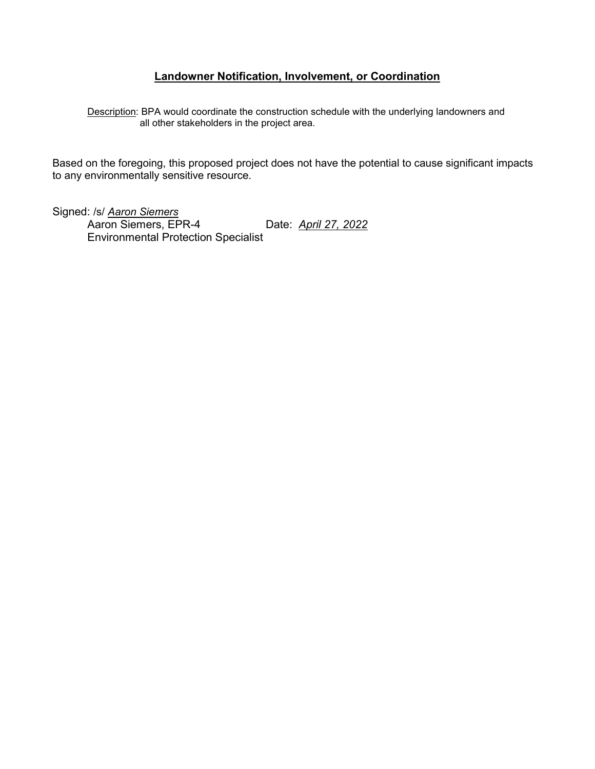## **Landowner Notification, Involvement, or Coordination**

Description: BPA would coordinate the construction schedule with the underlying landowners and all other stakeholders in the project area.

Based on the foregoing, this proposed project does not have the potential to cause significant impacts to any environmentally sensitive resource.

Signed: /s/ *Aaron Siemers*
Aaron Siemers, EPR-4 Date: *April 27, 2022*
Environmental Protection Specialist